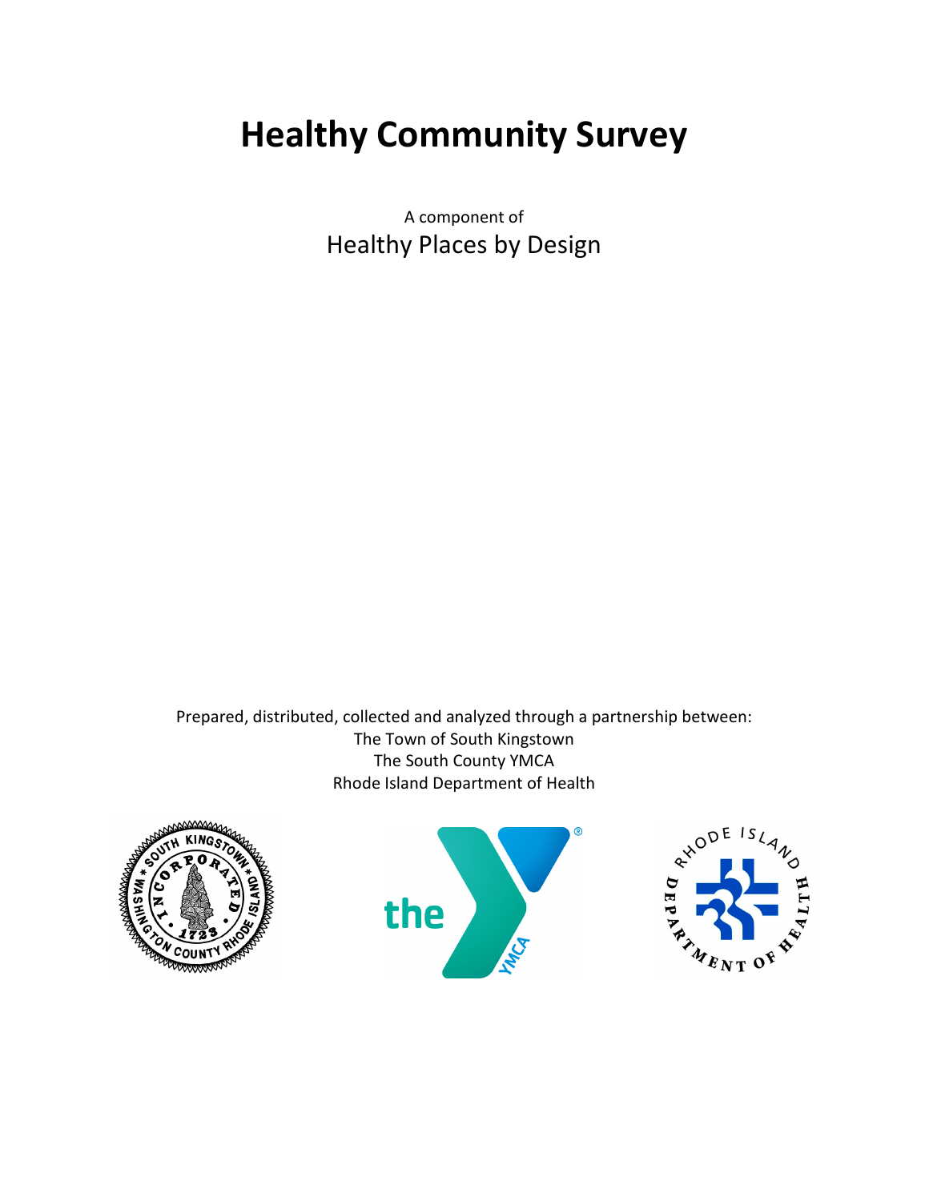# Healthy Community Survey

A component of

Healthy Places by Design

Prepared, distributed, collected and analyzed through a partnership between:
The Town of South Kingstown
The South County YMCA
Rhode Island Department of Health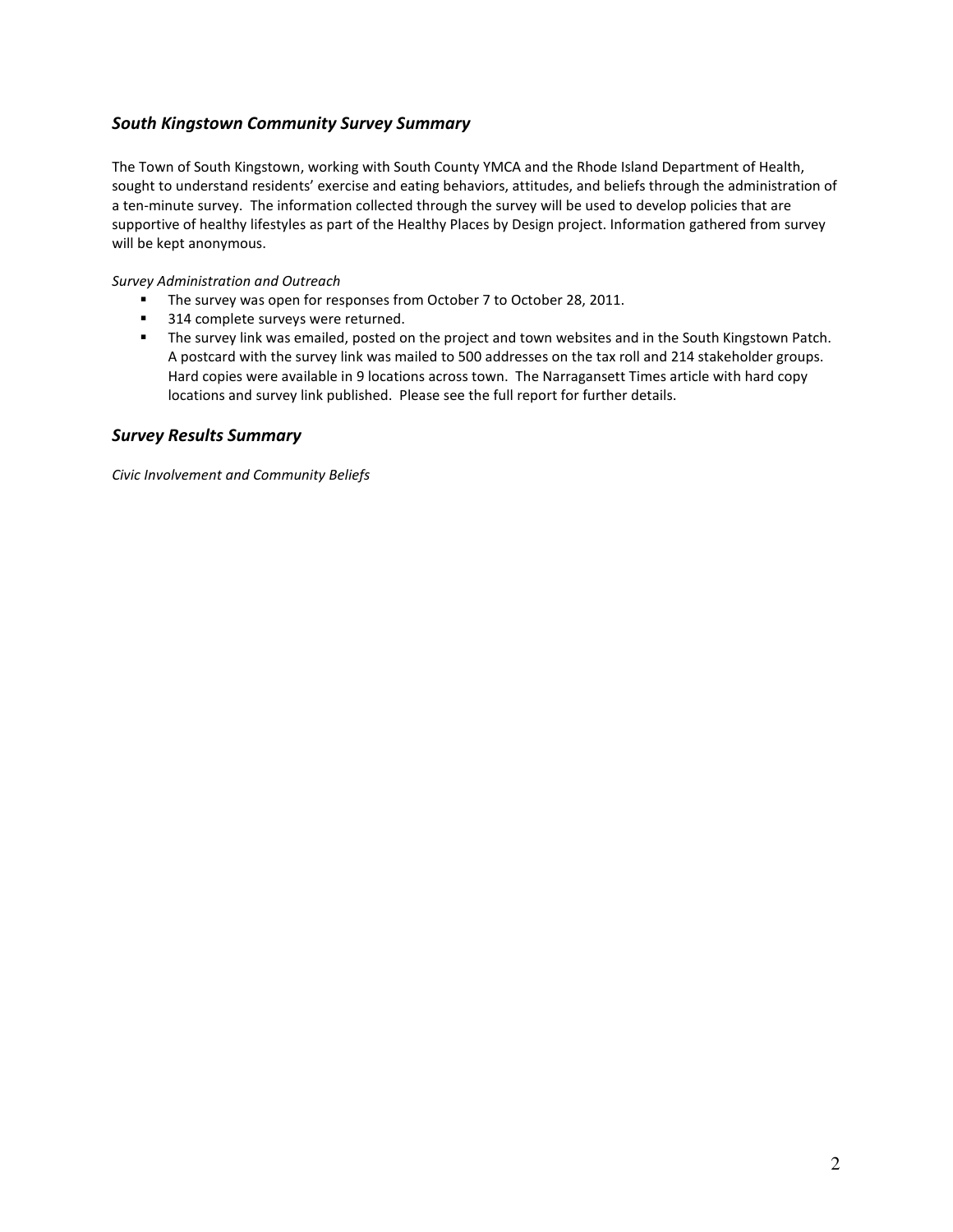## *South Kingstown Community Survey Summary*

The Town of South Kingstown, working with South County YMCA and the Rhode Island Department of Health, sought to understand residents' exercise and eating behaviors, attitudes, and beliefs through the administration of a ten-minute survey. The information collected through the survey will be used to develop policies that are supportive of healthy lifestyles as part of the Healthy Places by Design project. Information gathered from survey will be kept anonymous.

*Survey Administration and Outreach*

- The survey was open for responses from October 7 to October 28, 2011.
- 314 complete surveys were returned.
- The survey link was emailed, posted on the project and town websites and in the South Kingstown Patch. A postcard with the survey link was mailed to 500 addresses on the tax roll and 214 stakeholder groups. Hard copies were available in 9 locations across town. The Narragansett Times article with hard copy locations and survey link published. Please see the full report for further details.

## *Survey Results Summary*

*Civic Involvement and Community Beliefs*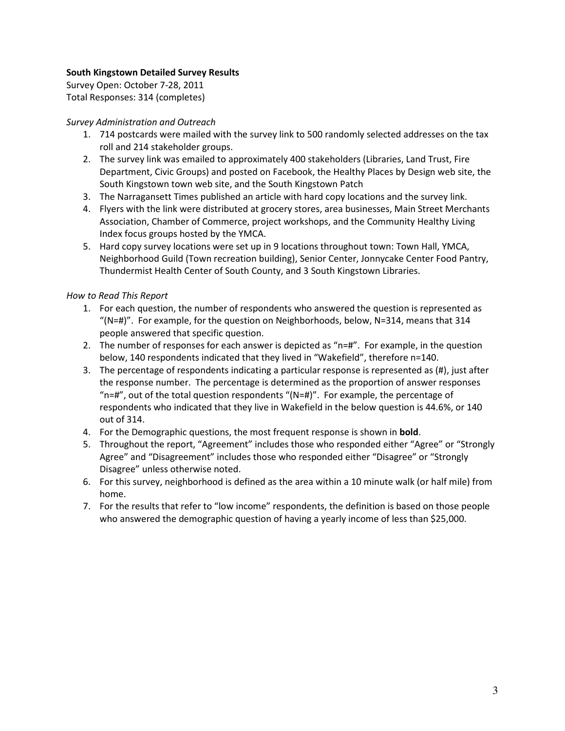**South Kingstown Detailed Survey Results**

Survey Open: October 7-28, 2011
Total Responses: 314 (completes)

*Survey Administration and Outreach*

1. 714 postcards were mailed with the survey link to 500 randomly selected addresses on the tax roll and 214 stakeholder groups.
2. The survey link was emailed to approximately 400 stakeholders (Libraries, Land Trust, Fire Department, Civic Groups) and posted on Facebook, the Healthy Places by Design web site, the South Kingstown town web site, and the South Kingstown Patch
3. The Narragansett Times published an article with hard copy locations and the survey link.
4. Flyers with the link were distributed at grocery stores, area businesses, Main Street Merchants Association, Chamber of Commerce, project workshops, and the Community Healthy Living Index focus groups hosted by the YMCA.
5. Hard copy survey locations were set up in 9 locations throughout town: Town Hall, YMCA, Neighborhood Guild (Town recreation building), Senior Center, Jonnycake Center Food Pantry, Thundermist Health Center of South County, and 3 South Kingstown Libraries.

*How to Read This Report*

1. For each question, the number of respondents who answered the question is represented as "(N=#)". For example, for the question on Neighborhoods, below, N=314, means that 314 people answered that specific question.
2. The number of responses for each answer is depicted as "n=#". For example, in the question below, 140 respondents indicated that they lived in "Wakefield", therefore n=140.
3. The percentage of respondents indicating a particular response is represented as (#), just after the response number. The percentage is determined as the proportion of answer responses "n=#", out of the total question respondents "(N=#)". For example, the percentage of respondents who indicated that they live in Wakefield in the below question is 44.6%, or 140 out of 314.
4. For the Demographic questions, the most frequent response is shown in **bold**.
5. Throughout the report, "Agreement" includes those who responded either "Agree" or "Strongly Agree" and "Disagreement" includes those who responded either "Disagree" or "Strongly Disagree" unless otherwise noted.
6. For this survey, neighborhood is defined as the area within a 10 minute walk (or half mile) from home.
7. For the results that refer to "low income" respondents, the definition is based on those people who answered the demographic question of having a yearly income of less than $25,000.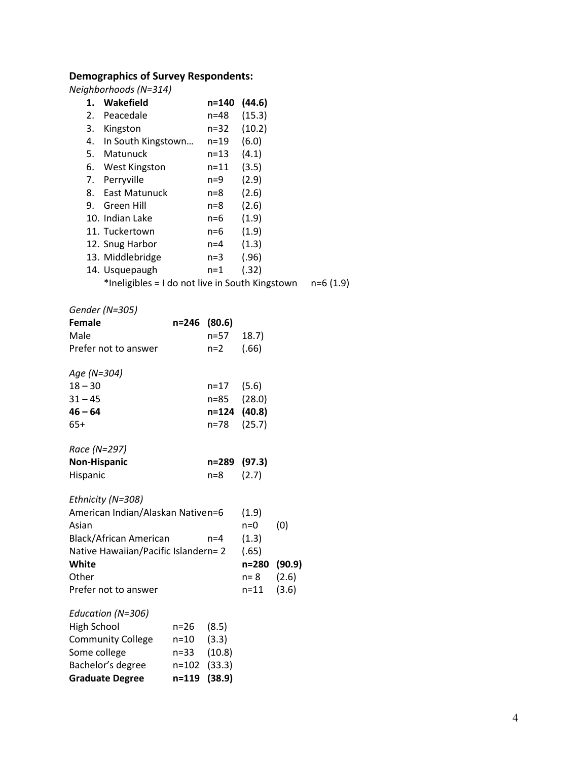### Demographics of Survey Respondents:

*Neighborhoods (N=314)*

1. **Wakefield** **n=140 (44.6)**
2. Peacedale n=48 (15.3)
3. Kingston n=32 (10.2)
4. In South Kingstown… n=19 (6.0)
5. Matunuck n=13 (4.1)
6. West Kingston n=11 (3.5)
7. Perryville n=9 (2.9)
8. East Matunuck n=8 (2.6)
9. Green Hill n=8 (2.6)
10. Indian Lake n=6 (1.9)
11. Tuckertown n=6 (1.9)
12. Snug Harbor n=4 (1.3)
13. Middlebridge n=3 (.96)
14. Usquepaugh n=1 (.32)

*Ineligibles = I do not live in South Kingstown n=6 (1.9)

*Gender (N=305)*

| | | |
|---|---|---|
| **Female** | **n=246** | **(80.6)** |
| Male | n=57 | 18.7) |
| Prefer not to answer | n=2 | (.66) |

*Age (N=304)*

| | | |
|---|---|---|
| 18 – 30 | n=17 | (5.6) |
| 31 – 45 | n=85 | (28.0) |
| **46 – 64** | **n=124** | **(40.8)** |
| 65+ | n=78 | (25.7) |

*Race (N=297)*

| | | |
|---|---|---|
| **Non-Hispanic** | **n=289** | **(97.3)** |
| Hispanic | n=8 | (2.7) |

*Ethnicity (N=308)*

| | | |
|---|---|---|
| American Indian/Alaskan Native | n=6 | (1.9) |
| Asian | n=0 | (0) |
| Black/African American | n=4 | (1.3) |
| Native Hawaiian/Pacific Islander | n= 2 | (.65) |
| **White** | **n=280** | **(90.9)** |
| Other | n= 8 | (2.6) |
| Prefer not to answer | n=11 | (3.6) |

*Education (N=306)*

| | | |
|---|---|---|
| High School | n=26 | (8.5) |
| Community College | n=10 | (3.3) |
| Some college | n=33 | (10.8) |
| Bachelor's degree | n=102 | (33.3) |
| **Graduate Degree** | **n=119** | **(38.9)** |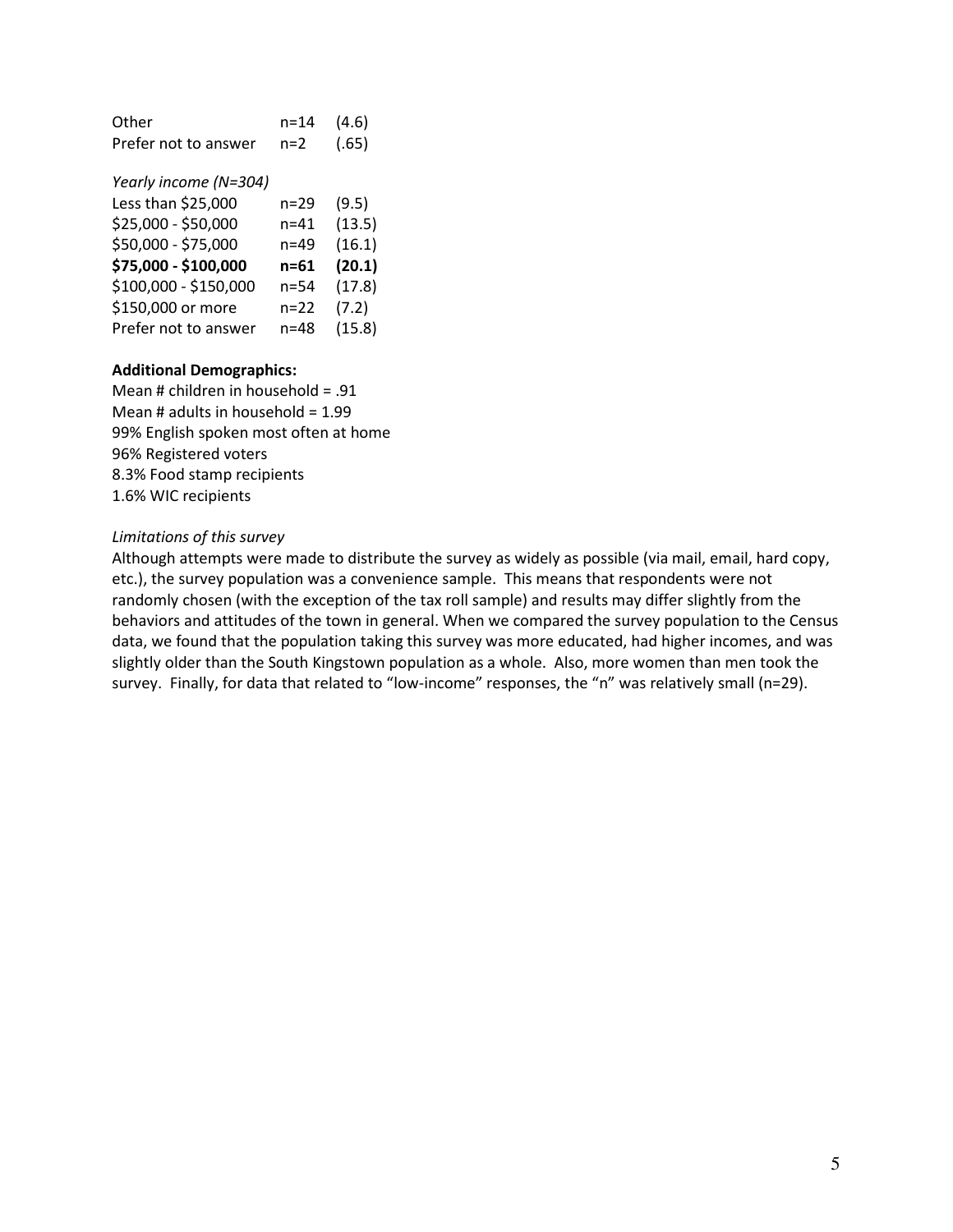| | | |
|---|---|---|
| Other | n=14 | (4.6) |
| Prefer not to answer | n=2 | (.65) |

*Yearly income (N=304)*

| | | |
|---|---|---|
| Less than $25,000 | n=29 | (9.5) |
| $25,000 - $50,000 | n=41 | (13.5) |
| $50,000 - $75,000 | n=49 | (16.1) |
| **$75,000 - $100,000** | **n=61** | **(20.1)** |
| $100,000 - $150,000 | n=54 | (17.8) |
| $150,000 or more | n=22 | (7.2) |
| Prefer not to answer | n=48 | (15.8) |

**Additional Demographics:**

Mean # children in household = .91
Mean # adults in household = 1.99
99% English spoken most often at home
96% Registered voters
8.3% Food stamp recipients
1.6% WIC recipients

*Limitations of this survey*

Although attempts were made to distribute the survey as widely as possible (via mail, email, hard copy, etc.), the survey population was a convenience sample. This means that respondents were not randomly chosen (with the exception of the tax roll sample) and results may differ slightly from the behaviors and attitudes of the town in general. When we compared the survey population to the Census data, we found that the population taking this survey was more educated, had higher incomes, and was slightly older than the South Kingstown population as a whole. Also, more women than men took the survey. Finally, for data that related to "low-income" responses, the "n" was relatively small (n=29).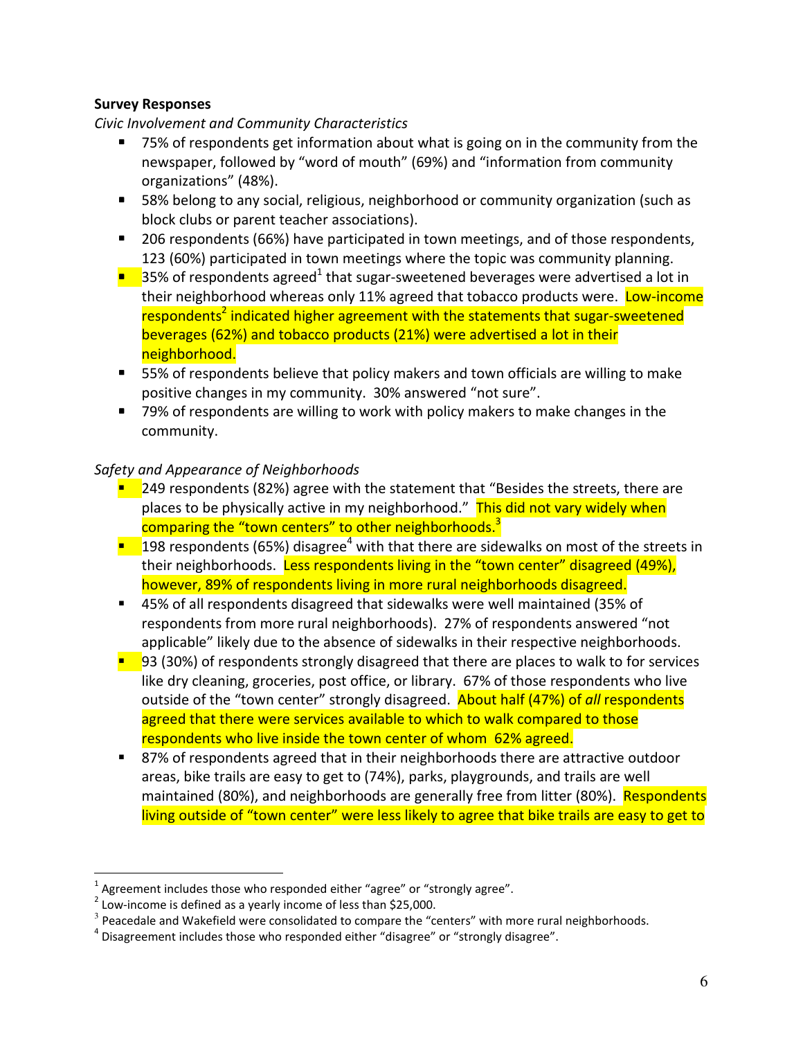**Survey Responses**

*Civic Involvement and Community Characteristics*

- 75% of respondents get information about what is going on in the community from the newspaper, followed by "word of mouth" (69%) and "information from community organizations" (48%).
- 58% belong to any social, religious, neighborhood or community organization (such as block clubs or parent teacher associations).
- 206 respondents (66%) have participated in town meetings, and of those respondents, 123 (60%) participated in town meetings where the topic was community planning.
- 35% of respondents agreed[1] that sugar-sweetened beverages were advertised a lot in their neighborhood whereas only 11% agreed that tobacco products were. Low-income respondents[2] indicated higher agreement with the statements that sugar-sweetened beverages (62%) and tobacco products (21%) were advertised a lot in their neighborhood.
- 55% of respondents believe that policy makers and town officials are willing to make positive changes in my community. 30% answered "not sure".
- 79% of respondents are willing to work with policy makers to make changes in the community.

*Safety and Appearance of Neighborhoods*

- 249 respondents (82%) agree with the statement that "Besides the streets, there are places to be physically active in my neighborhood." This did not vary widely when comparing the "town centers" to other neighborhoods.[3]
- 198 respondents (65%) disagree[4] with that there are sidewalks on most of the streets in their neighborhoods. Less respondents living in the "town center" disagreed (49%), however, 89% of respondents living in more rural neighborhoods disagreed.
- 45% of all respondents disagreed that sidewalks were well maintained (35% of respondents from more rural neighborhoods). 27% of respondents answered "not applicable" likely due to the absence of sidewalks in their respective neighborhoods.
- 93 (30%) of respondents strongly disagreed that there are places to walk to for services like dry cleaning, groceries, post office, or library. 67% of those respondents who live outside of the "town center" strongly disagreed. About half (47%) of *all* respondents agreed that there were services available to which to walk compared to those respondents who live inside the town center of whom 62% agreed.
- 87% of respondents agreed that in their neighborhoods there are attractive outdoor areas, bike trails are easy to get to (74%), parks, playgrounds, and trails are well maintained (80%), and neighborhoods are generally free from litter (80%). Respondents living outside of "town center" were less likely to agree that bike trails are easy to get to

[1] Agreement includes those who responded either "agree" or "strongly agree".
[2] Low-income is defined as a yearly income of less than $25,000.
[3] Peacedale and Wakefield were consolidated to compare the "centers" with more rural neighborhoods.
[4] Disagreement includes those who responded either "disagree" or "strongly disagree".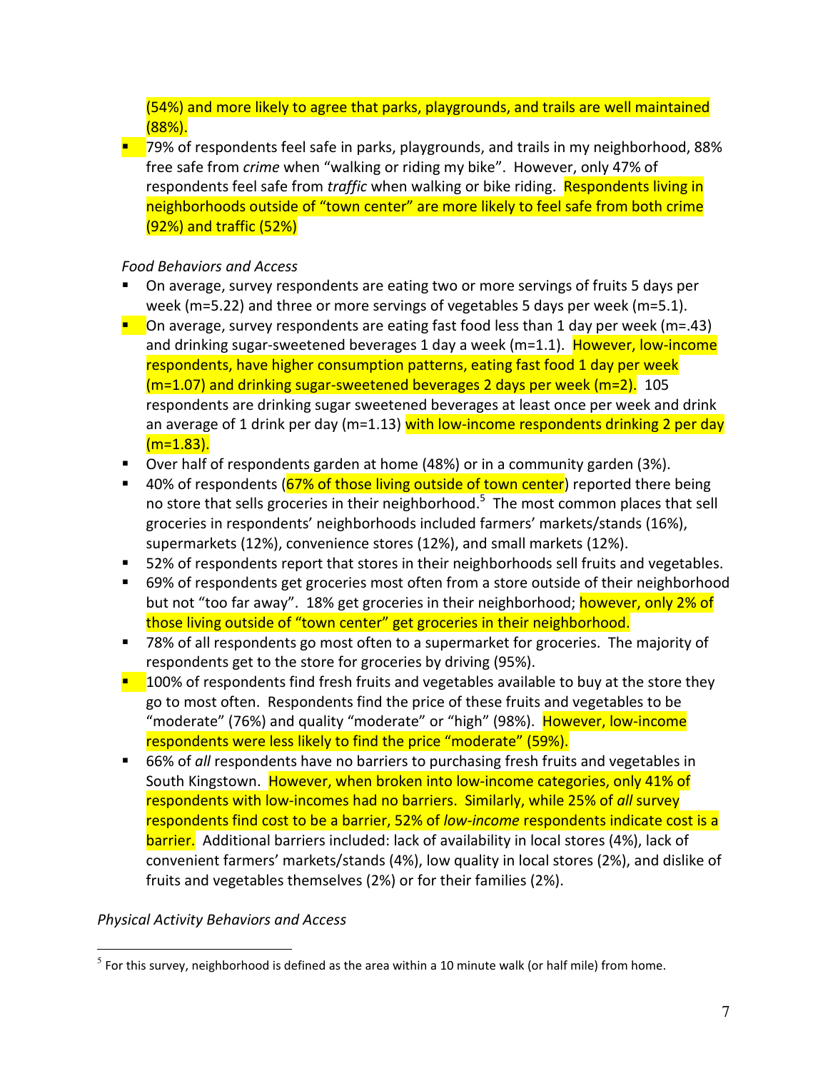(54%) and more likely to agree that parks, playgrounds, and trails are well maintained (88%).

- 79% of respondents feel safe in parks, playgrounds, and trails in my neighborhood, 88% free safe from *crime* when "walking or riding my bike". However, only 47% of respondents feel safe from *traffic* when walking or bike riding. Respondents living in neighborhoods outside of "town center" are more likely to feel safe from both crime (92%) and traffic (52%)

*Food Behaviors and Access*

- On average, survey respondents are eating two or more servings of fruits 5 days per week (m=5.22) and three or more servings of vegetables 5 days per week (m=5.1).
- On average, survey respondents are eating fast food less than 1 day per week (m=.43) and drinking sugar-sweetened beverages 1 day a week (m=1.1). However, low-income respondents, have higher consumption patterns, eating fast food 1 day per week (m=1.07) and drinking sugar-sweetened beverages 2 days per week (m=2). 105 respondents are drinking sugar sweetened beverages at least once per week and drink an average of 1 drink per day (m=1.13) with low-income respondents drinking 2 per day (m=1.83).
- Over half of respondents garden at home (48%) or in a community garden (3%).
- 40% of respondents (67% of those living outside of town center) reported there being no store that sells groceries in their neighborhood.[5] The most common places that sell groceries in respondents' neighborhoods included farmers' markets/stands (16%), supermarkets (12%), convenience stores (12%), and small markets (12%).
- 52% of respondents report that stores in their neighborhoods sell fruits and vegetables.
- 69% of respondents get groceries most often from a store outside of their neighborhood but not "too far away". 18% get groceries in their neighborhood; however, only 2% of those living outside of "town center" get groceries in their neighborhood.
- 78% of all respondents go most often to a supermarket for groceries. The majority of respondents get to the store for groceries by driving (95%).
- 100% of respondents find fresh fruits and vegetables available to buy at the store they go to most often. Respondents find the price of these fruits and vegetables to be "moderate" (76%) and quality "moderate" or "high" (98%). However, low-income respondents were less likely to find the price "moderate" (59%).
- 66% of *all* respondents have no barriers to purchasing fresh fruits and vegetables in South Kingstown. However, when broken into low-income categories, only 41% of respondents with low-incomes had no barriers. Similarly, while 25% of *all* survey respondents find cost to be a barrier, 52% of *low-income* respondents indicate cost is a barrier. Additional barriers included: lack of availability in local stores (4%), lack of convenient farmers' markets/stands (4%), low quality in local stores (2%), and dislike of fruits and vegetables themselves (2%) or for their families (2%).

*Physical Activity Behaviors and Access*

[5] For this survey, neighborhood is defined as the area within a 10 minute walk (or half mile) from home.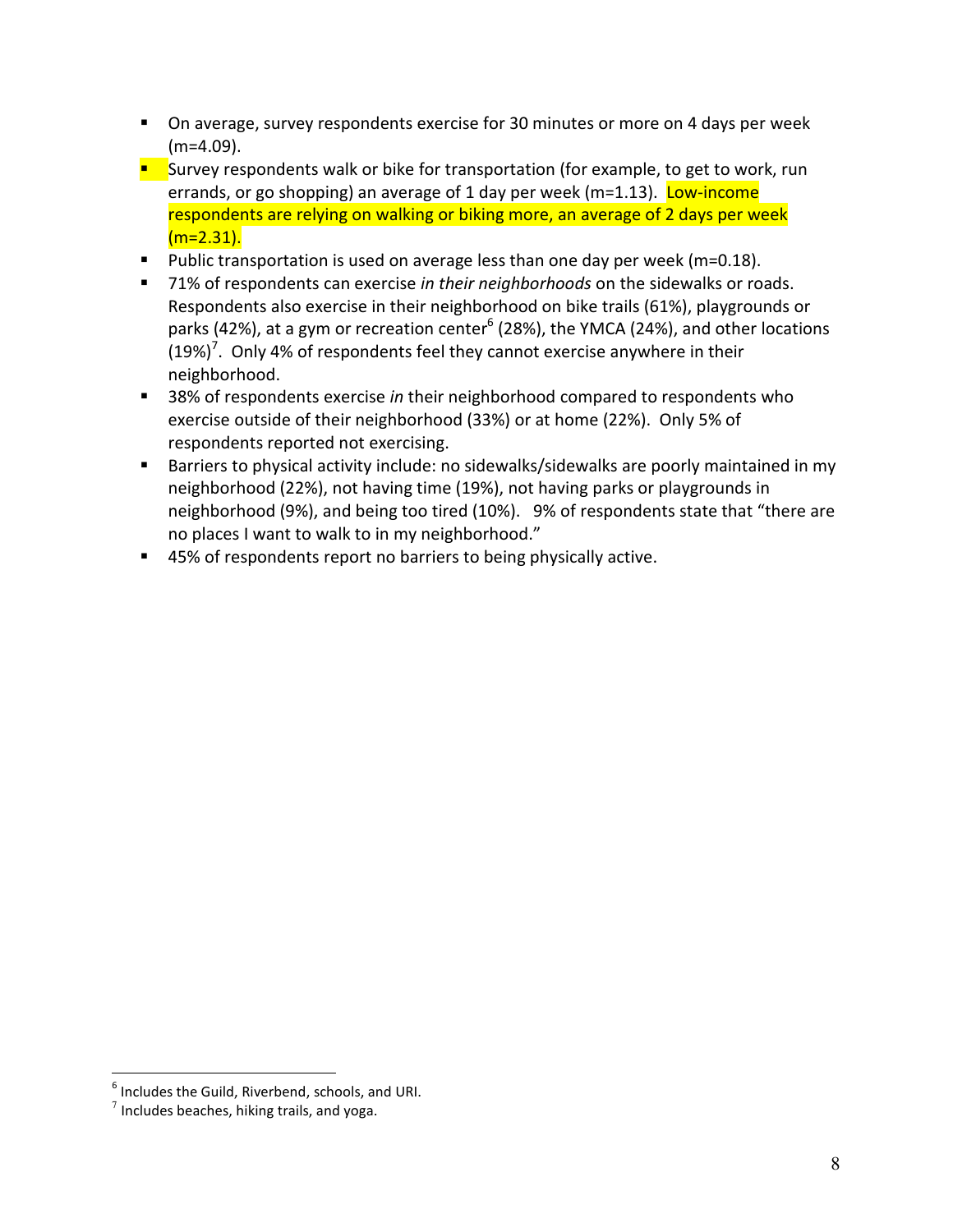- On average, survey respondents exercise for 30 minutes or more on 4 days per week (m=4.09).
- Survey respondents walk or bike for transportation (for example, to get to work, run errands, or go shopping) an average of 1 day per week (m=1.13). Low-income respondents are relying on walking or biking more, an average of 2 days per week (m=2.31).
- Public transportation is used on average less than one day per week (m=0.18).
- 71% of respondents can exercise *in their neighborhoods* on the sidewalks or roads. Respondents also exercise in their neighborhood on bike trails (61%), playgrounds or parks (42%), at a gym or recreation center[6] (28%), the YMCA (24%), and other locations (19%)[7]. Only 4% of respondents feel they cannot exercise anywhere in their neighborhood.
- 38% of respondents exercise *in* their neighborhood compared to respondents who exercise outside of their neighborhood (33%) or at home (22%). Only 5% of respondents reported not exercising.
- Barriers to physical activity include: no sidewalks/sidewalks are poorly maintained in my neighborhood (22%), not having time (19%), not having parks or playgrounds in neighborhood (9%), and being too tired (10%). 9% of respondents state that "there are no places I want to walk to in my neighborhood."
- 45% of respondents report no barriers to being physically active.

[6] Includes the Guild, Riverbend, schools, and URI.

[7] Includes beaches, hiking trails, and yoga.